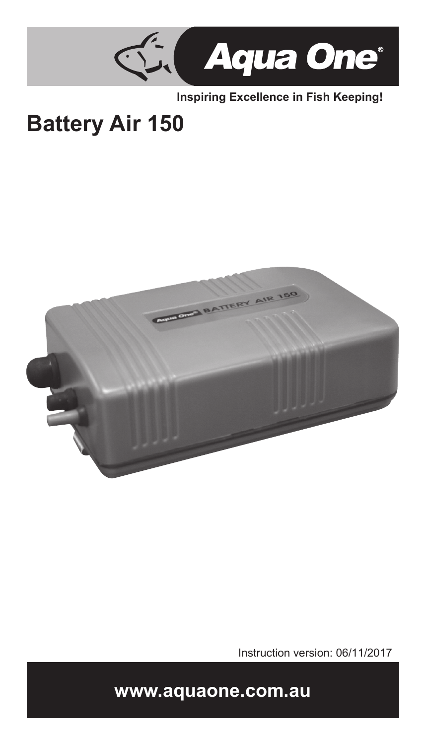Aqua One®

**Inspiring Excellence in Fish Keeping!**

# Battery Air 150

Instruction version: 06/11/2017

**www.aquaone.com.au**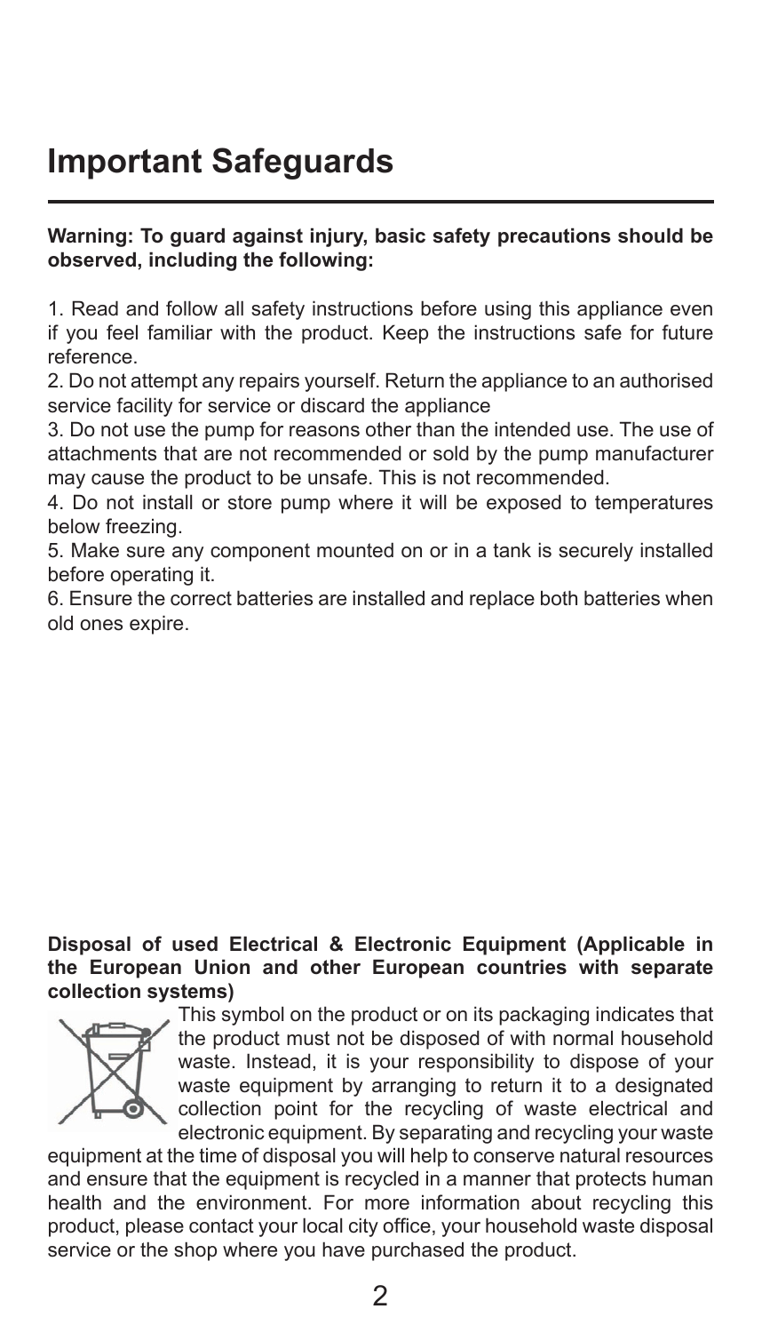# Important Safeguards

**Warning: To guard against injury, basic safety precautions should be observed, including the following:**

1. Read and follow all safety instructions before using this appliance even if you feel familiar with the product. Keep the instructions safe for future reference.
2. Do not attempt any repairs yourself. Return the appliance to an authorised service facility for service or discard the appliance
3. Do not use the pump for reasons other than the intended use. The use of attachments that are not recommended or sold by the pump manufacturer may cause the product to be unsafe. This is not recommended.
4. Do not install or store pump where it will be exposed to temperatures below freezing.
5. Make sure any component mounted on or in a tank is securely installed before operating it.
6. Ensure the correct batteries are installed and replace both batteries when old ones expire.

**Disposal of used Electrical & Electronic Equipment (Applicable in the European Union and other European countries with separate collection systems)**

This symbol on the product or on its packaging indicates that the product must not be disposed of with normal household waste. Instead, it is your responsibility to dispose of your waste equipment by arranging to return it to a designated collection point for the recycling of waste electrical and electronic equipment. By separating and recycling your waste equipment at the time of disposal you will help to conserve natural resources and ensure that the equipment is recycled in a manner that protects human health and the environment. For more information about recycling this product, please contact your local city office, your household waste disposal service or the shop where you have purchased the product.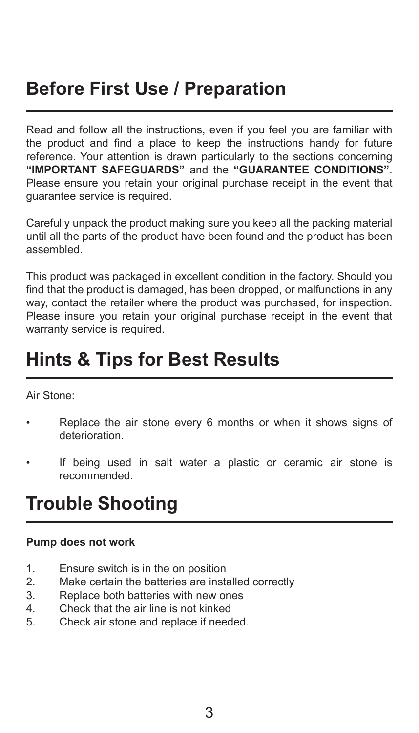## Before First Use / Preparation

Read and follow all the instructions, even if you feel you are familiar with the product and find a place to keep the instructions handy for future reference. Your attention is drawn particularly to the sections concerning **"IMPORTANT SAFEGUARDS"** and the **"GUARANTEE CONDITIONS"**. Please ensure you retain your original purchase receipt in the event that guarantee service is required.

Carefully unpack the product making sure you keep all the packing material until all the parts of the product have been found and the product has been assembled.

This product was packaged in excellent condition in the factory. Should you find that the product is damaged, has been dropped, or malfunctions in any way, contact the retailer where the product was purchased, for inspection. Please insure you retain your original purchase receipt in the event that warranty service is required.

## Hints & Tips for Best Results

Air Stone:

- Replace the air stone every 6 months or when it shows signs of deterioration.
- If being used in salt water a plastic or ceramic air stone is recommended.

## Trouble Shooting

**Pump does not work**

1. Ensure switch is in the on position
2. Make certain the batteries are installed correctly
3. Replace both batteries with new ones
4. Check that the air line is not kinked
5. Check air stone and replace if needed.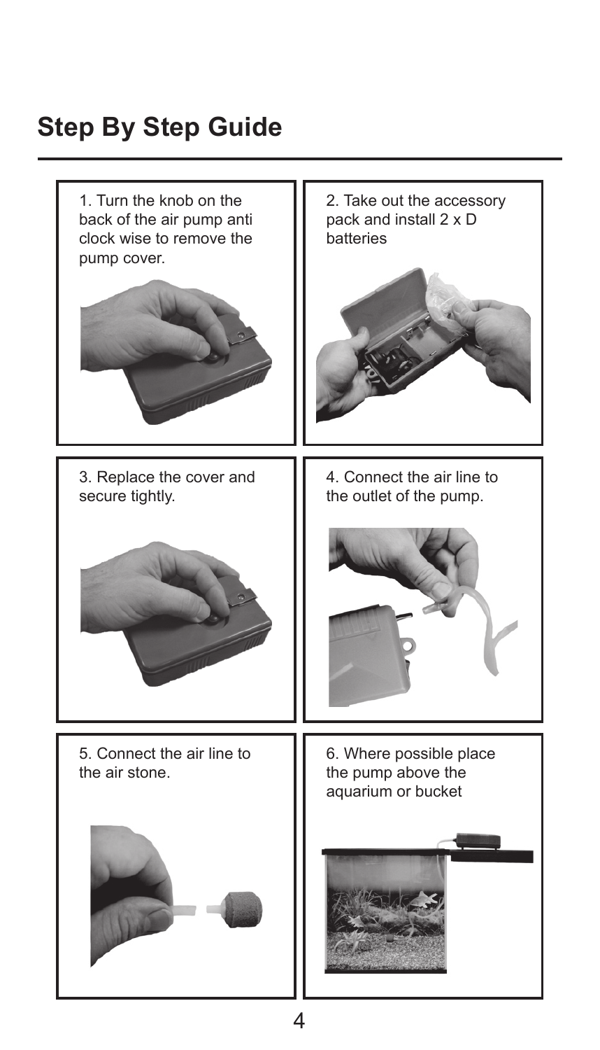## Step By Step Guide

1. Turn the knob on the back of the air pump anti clock wise to remove the pump cover.

2. Take out the accessory pack and install 2 x D batteries

3. Replace the cover and secure tightly.

4. Connect the air line to the outlet of the pump.

5. Connect the air line to the air stone.

6. Where possible place the pump above the aquarium or bucket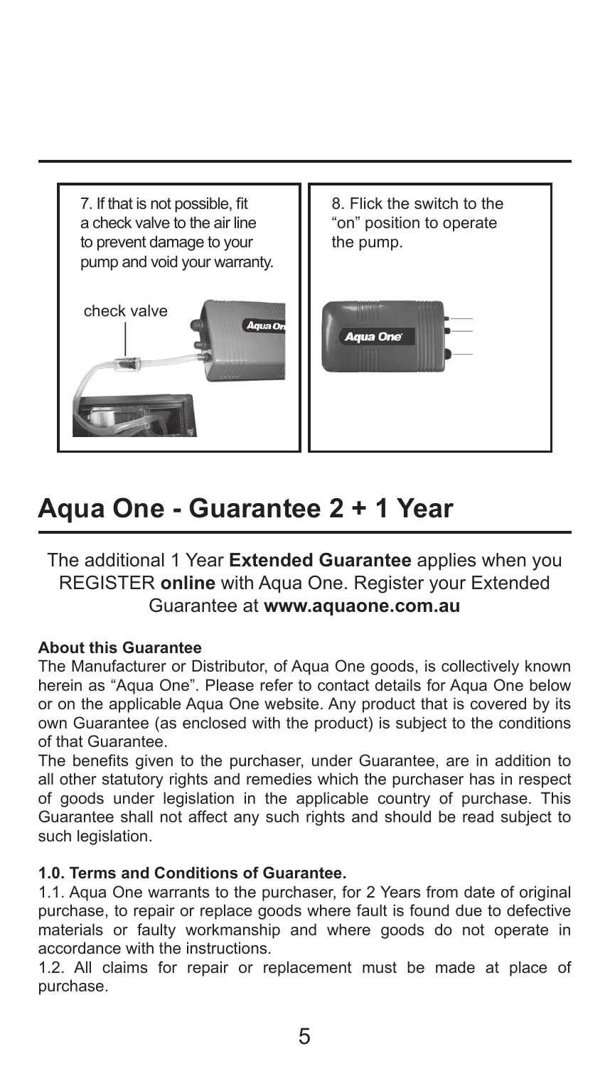7. If that is not possible, fit a check valve to the air line to prevent damage to your pump and void your warranty.

check valve

8. Flick the switch to the "on" position to operate the pump.

# Aqua One - Guarantee 2 + 1 Year

The additional 1 Year **Extended Guarantee** applies when you REGISTER **online** with Aqua One. Register your Extended Guarantee at **www.aquaone.com.au**

**About this Guarantee**

The Manufacturer or Distributor, of Aqua One goods, is collectively known herein as "Aqua One". Please refer to contact details for Aqua One below or on the applicable Aqua One website. Any product that is covered by its own Guarantee (as enclosed with the product) is subject to the conditions of that Guarantee.

The benefits given to the purchaser, under Guarantee, are in addition to all other statutory rights and remedies which the purchaser has in respect of goods under legislation in the applicable country of purchase. This Guarantee shall not affect any such rights and should be read subject to such legislation.

**1.0. Terms and Conditions of Guarantee.**

1.1. Aqua One warrants to the purchaser, for 2 Years from date of original purchase, to repair or replace goods where fault is found due to defective materials or faulty workmanship and where goods do not operate in accordance with the instructions.

1.2. All claims for repair or replacement must be made at place of purchase.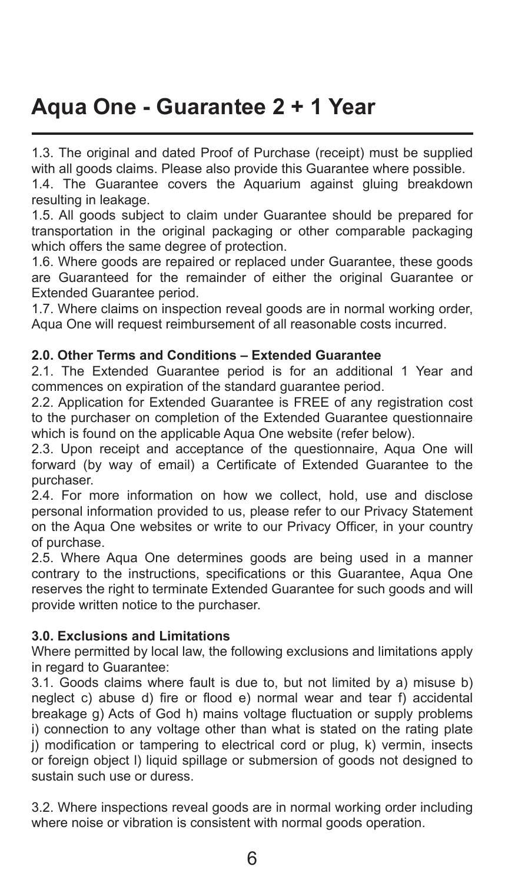# Aqua One - Guarantee 2 + 1 Year

1.3. The original and dated Proof of Purchase (receipt) must be supplied with all goods claims. Please also provide this Guarantee where possible.

1.4. The Guarantee covers the Aquarium against gluing breakdown resulting in leakage.

1.5. All goods subject to claim under Guarantee should be prepared for transportation in the original packaging or other comparable packaging which offers the same degree of protection.

1.6. Where goods are repaired or replaced under Guarantee, these goods are Guaranteed for the remainder of either the original Guarantee or Extended Guarantee period.

1.7. Where claims on inspection reveal goods are in normal working order, Aqua One will request reimbursement of all reasonable costs incurred.

**2.0. Other Terms and Conditions – Extended Guarantee**

2.1. The Extended Guarantee period is for an additional 1 Year and commences on expiration of the standard guarantee period.

2.2. Application for Extended Guarantee is FREE of any registration cost to the purchaser on completion of the Extended Guarantee questionnaire which is found on the applicable Aqua One website (refer below).

2.3. Upon receipt and acceptance of the questionnaire, Aqua One will forward (by way of email) a Certificate of Extended Guarantee to the purchaser.

2.4. For more information on how we collect, hold, use and disclose personal information provided to us, please refer to our Privacy Statement on the Aqua One websites or write to our Privacy Officer, in your country of purchase.

2.5. Where Aqua One determines goods are being used in a manner contrary to the instructions, specifications or this Guarantee, Aqua One reserves the right to terminate Extended Guarantee for such goods and will provide written notice to the purchaser.

**3.0. Exclusions and Limitations**

Where permitted by local law, the following exclusions and limitations apply in regard to Guarantee:

3.1. Goods claims where fault is due to, but not limited by a) misuse b) neglect c) abuse d) fire or flood e) normal wear and tear f) accidental breakage g) Acts of God h) mains voltage fluctuation or supply problems i) connection to any voltage other than what is stated on the rating plate j) modification or tampering to electrical cord or plug, k) vermin, insects or foreign object l) liquid spillage or submersion of goods not designed to sustain such use or duress.

3.2. Where inspections reveal goods are in normal working order including where noise or vibration is consistent with normal goods operation.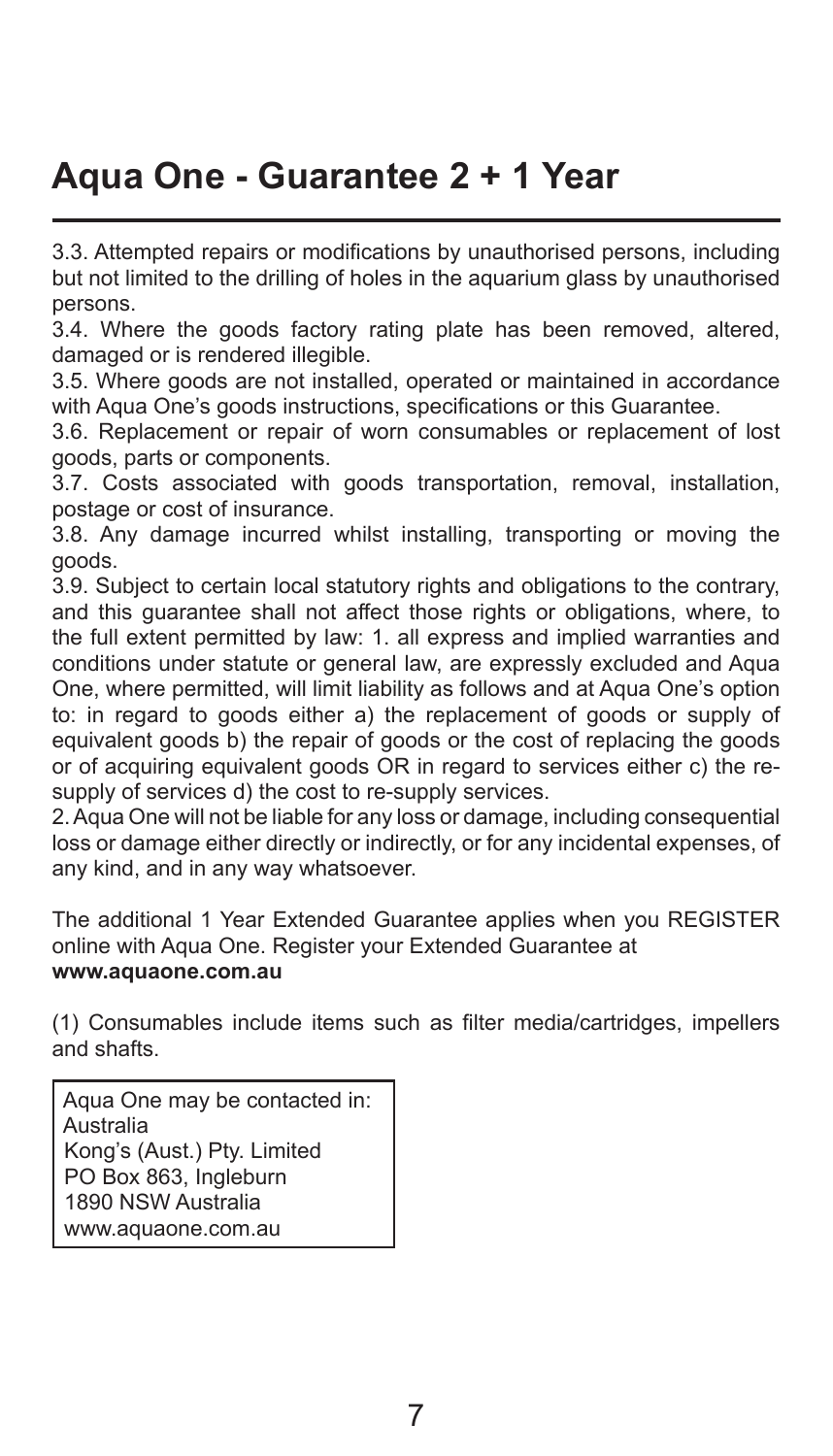# Aqua One - Guarantee 2 + 1 Year

3.3. Attempted repairs or modifications by unauthorised persons, including but not limited to the drilling of holes in the aquarium glass by unauthorised persons.

3.4. Where the goods factory rating plate has been removed, altered, damaged or is rendered illegible.

3.5. Where goods are not installed, operated or maintained in accordance with Aqua One's goods instructions, specifications or this Guarantee.

3.6. Replacement or repair of worn consumables or replacement of lost goods, parts or components.

3.7. Costs associated with goods transportation, removal, installation, postage or cost of insurance.

3.8. Any damage incurred whilst installing, transporting or moving the goods.

3.9. Subject to certain local statutory rights and obligations to the contrary, and this guarantee shall not affect those rights or obligations, where, to the full extent permitted by law: 1. all express and implied warranties and conditions under statute or general law, are expressly excluded and Aqua One, where permitted, will limit liability as follows and at Aqua One's option to: in regard to goods either a) the replacement of goods or supply of equivalent goods b) the repair of goods or the cost of replacing the goods or of acquiring equivalent goods OR in regard to services either c) the re-supply of services d) the cost to re-supply services.

2. Aqua One will not be liable for any loss or damage, including consequential loss or damage either directly or indirectly, or for any incidental expenses, of any kind, and in any way whatsoever.

The additional 1 Year Extended Guarantee applies when you REGISTER online with Aqua One. Register your Extended Guarantee at
**www.aquaone.com.au**

(1) Consumables include items such as filter media/cartridges, impellers and shafts.

Aqua One may be contacted in:
Australia
Kong's (Aust.) Pty. Limited
PO Box 863, Ingleburn
1890 NSW Australia
www.aquaone.com.au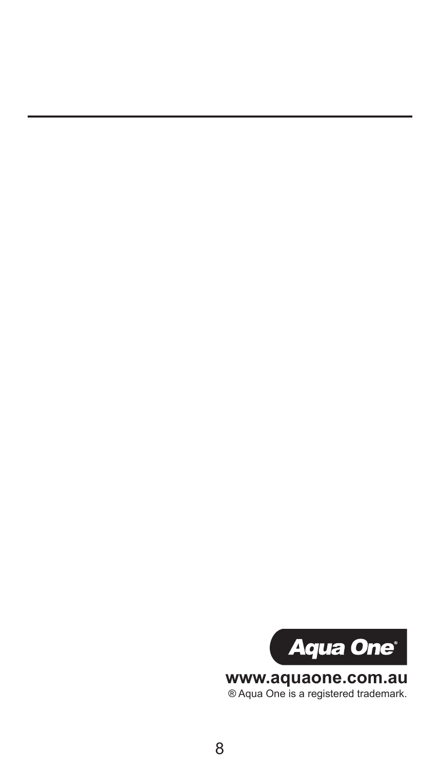Aqua One®

**www.aquaone.com.au**

® Aqua One is a registered trademark.